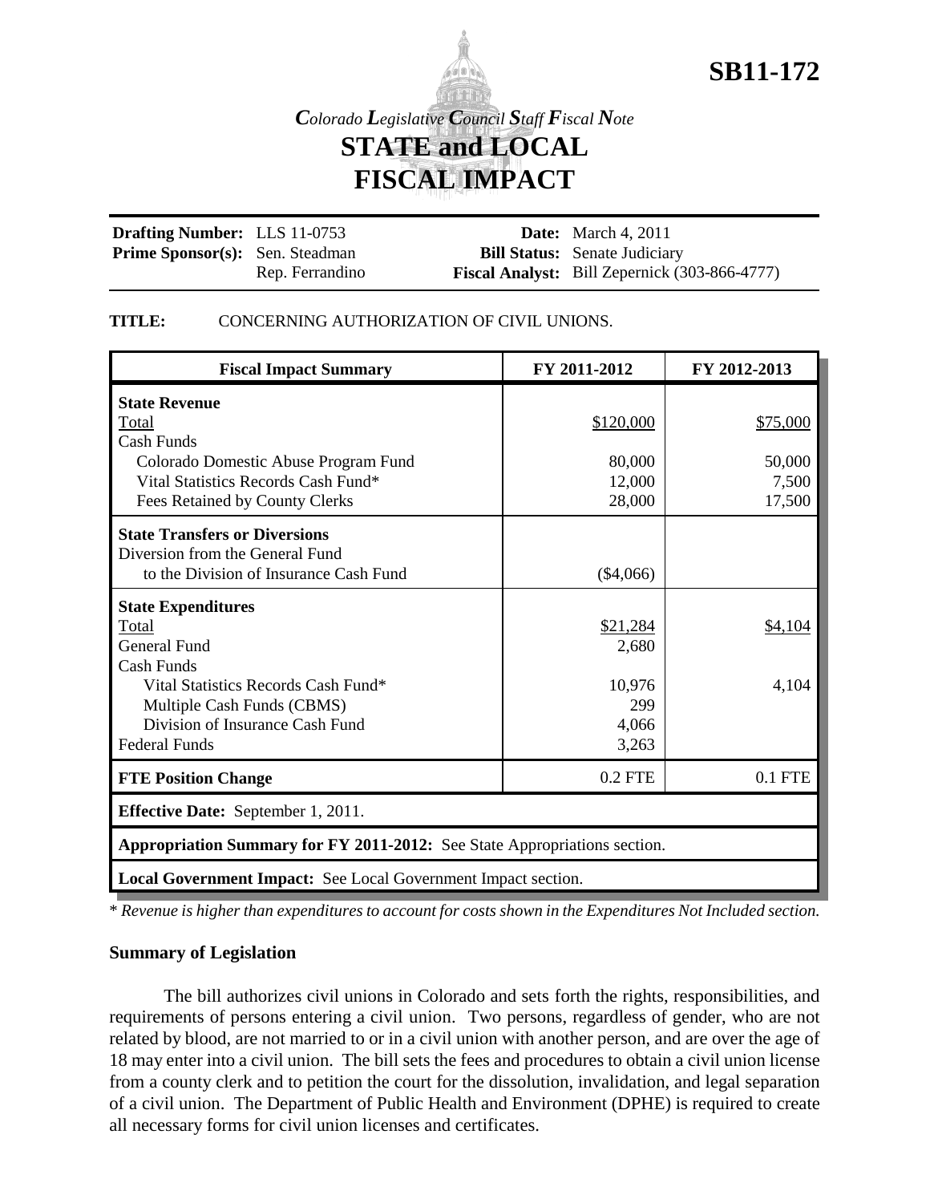# SB11-172

*Colorado Legislative Council Staff Fiscal Note*

# STATE and LOCAL FISCAL IMPACT

| | | | |
|---|---|---|---|
| **Drafting Number:** | LLS 11-0753 | **Date:** | March 4, 2011 |
| **Prime Sponsor(s):** | Sen. Steadman | **Bill Status:** | Senate Judiciary |
| | Rep. Ferrandino | **Fiscal Analyst:** | Bill Zepernick (303-866-4777) |

**TITLE:** CONCERNING AUTHORIZATION OF CIVIL UNIONS.

| Fiscal Impact Summary | FY 2011-2012 | FY 2012-2013 |
|---|---|---|
| **State Revenue** | | |
| Total | $120,000 | $75,000 |
| Cash Funds | | |
| Colorado Domestic Abuse Program Fund | 80,000 | 50,000 |
| Vital Statistics Records Cash Fund* | 12,000 | 7,500 |
| Fees Retained by County Clerks | 28,000 | 17,500 |
| **State Transfers or Diversions** | | |
| Diversion from the General Fund to the Division of Insurance Cash Fund | ($4,066) | |
| **State Expenditures** | | |
| Total | $21,284 | $4,104 |
| General Fund | 2,680 | |
| Cash Funds | | |
| Vital Statistics Records Cash Fund* | 10,976 | 4,104 |
| Multiple Cash Funds (CBMS) | 299 | |
| Division of Insurance Cash Fund | 4,066 | |
| Federal Funds | 3,263 | |
| **FTE Position Change** | 0.2 FTE | 0.1 FTE |
| **Effective Date:** September 1, 2011. | | |
| **Appropriation Summary for FY 2011-2012:** See State Appropriations section. | | |
| **Local Government Impact:** See Local Government Impact section. | | |

*\* Revenue is higher than expenditures to account for costs shown in the Expenditures Not Included section.*

### Summary of Legislation

The bill authorizes civil unions in Colorado and sets forth the rights, responsibilities, and requirements of persons entering a civil union. Two persons, regardless of gender, who are not related by blood, are not married to or in a civil union with another person, and are over the age of 18 may enter into a civil union. The bill sets the fees and procedures to obtain a civil union license from a county clerk and to petition the court for the dissolution, invalidation, and legal separation of a civil union. The Department of Public Health and Environment (DPHE) is required to create all necessary forms for civil union licenses and certificates.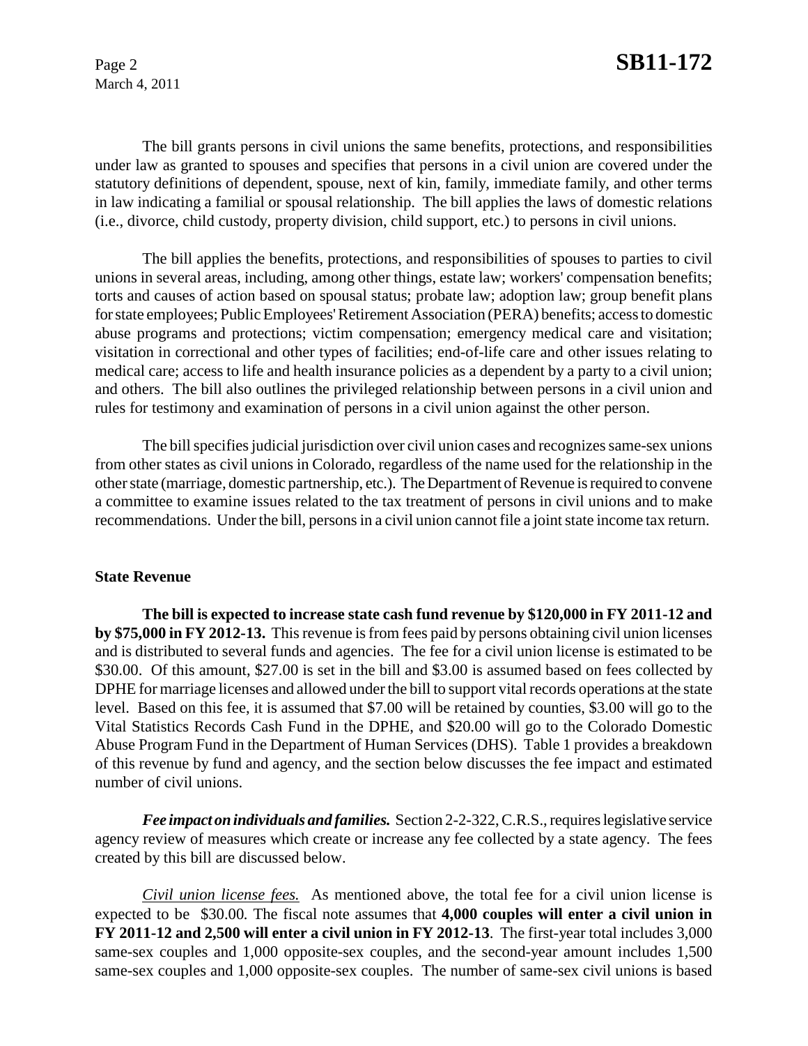The bill grants persons in civil unions the same benefits, protections, and responsibilities under law as granted to spouses and specifies that persons in a civil union are covered under the statutory definitions of dependent, spouse, next of kin, family, immediate family, and other terms in law indicating a familial or spousal relationship. The bill applies the laws of domestic relations (i.e., divorce, child custody, property division, child support, etc.) to persons in civil unions.

The bill applies the benefits, protections, and responsibilities of spouses to parties to civil unions in several areas, including, among other things, estate law; workers' compensation benefits; torts and causes of action based on spousal status; probate law; adoption law; group benefit plans for state employees; Public Employees' Retirement Association (PERA) benefits; access to domestic abuse programs and protections; victim compensation; emergency medical care and visitation; visitation in correctional and other types of facilities; end-of-life care and other issues relating to medical care; access to life and health insurance policies as a dependent by a party to a civil union; and others. The bill also outlines the privileged relationship between persons in a civil union and rules for testimony and examination of persons in a civil union against the other person.

The bill specifies judicial jurisdiction over civil union cases and recognizes same-sex unions from other states as civil unions in Colorado, regardless of the name used for the relationship in the other state (marriage, domestic partnership, etc.). The Department of Revenue is required to convene a committee to examine issues related to the tax treatment of persons in civil unions and to make recommendations. Under the bill, persons in a civil union cannot file a joint state income tax return.

## State Revenue

**The bill is expected to increase state cash fund revenue by $120,000 in FY 2011-12 and by $75,000 in FY 2012-13.** This revenue is from fees paid by persons obtaining civil union licenses and is distributed to several funds and agencies. The fee for a civil union license is estimated to be $30.00. Of this amount, $27.00 is set in the bill and $3.00 is assumed based on fees collected by DPHE for marriage licenses and allowed under the bill to support vital records operations at the state level. Based on this fee, it is assumed that $7.00 will be retained by counties, $3.00 will go to the Vital Statistics Records Cash Fund in the DPHE, and $20.00 will go to the Colorado Domestic Abuse Program Fund in the Department of Human Services (DHS). Table 1 provides a breakdown of this revenue by fund and agency, and the section below discusses the fee impact and estimated number of civil unions.

***Fee impact on individuals and families.*** Section 2-2-322, C.R.S., requires legislative service agency review of measures which create or increase any fee collected by a state agency. The fees created by this bill are discussed below.

*Civil union license fees.* As mentioned above, the total fee for a civil union license is expected to be $30.00. The fiscal note assumes that **4,000 couples will enter a civil union in FY 2011-12 and 2,500 will enter a civil union in FY 2012-13**. The first-year total includes 3,000 same-sex couples and 1,000 opposite-sex couples, and the second-year amount includes 1,500 same-sex couples and 1,000 opposite-sex couples. The number of same-sex civil unions is based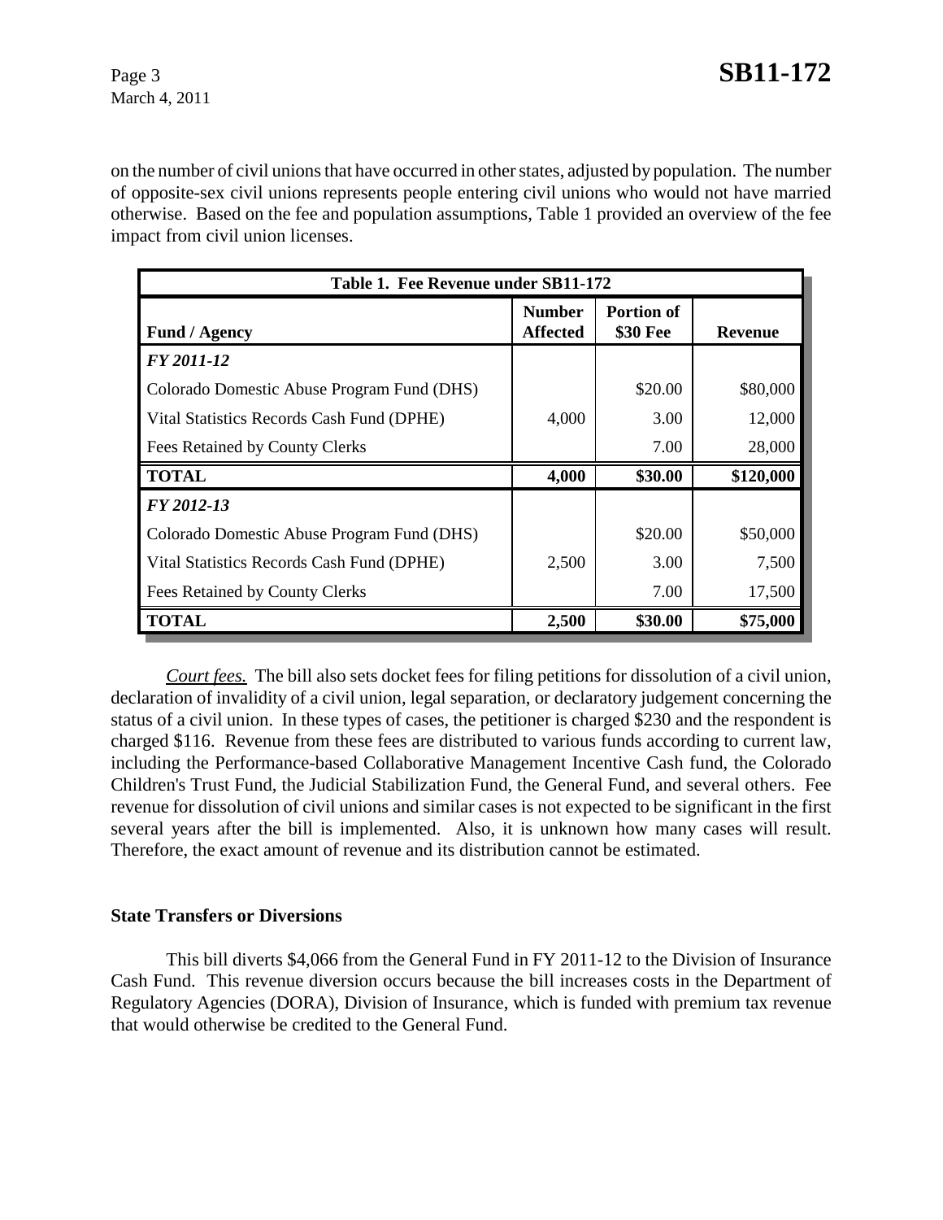on the number of civil unions that have occurred in other states, adjusted by population. The number of opposite-sex civil unions represents people entering civil unions who would not have married otherwise. Based on the fee and population assumptions, Table 1 provided an overview of the fee impact from civil union licenses.

| Table 1. Fee Revenue under SB11-172 | | | |
|---|---|---|---|
| **Fund / Agency** | **Number Affected** | **Portion of $30 Fee** | **Revenue** |
| ***FY 2011-12*** | | | |
| Colorado Domestic Abuse Program Fund (DHS) | | $20.00 | $80,000 |
| Vital Statistics Records Cash Fund (DPHE) | 4,000 | 3.00 | 12,000 |
| Fees Retained by County Clerks | | 7.00 | 28,000 |
| **TOTAL** | **4,000** | **$30.00** | **$120,000** |
| ***FY 2012-13*** | | | |
| Colorado Domestic Abuse Program Fund (DHS) | | $20.00 | $50,000 |
| Vital Statistics Records Cash Fund (DPHE) | 2,500 | 3.00 | 7,500 |
| Fees Retained by County Clerks | | 7.00 | 17,500 |
| **TOTAL** | **2,500** | **$30.00** | **$75,000** |

*Court fees.* The bill also sets docket fees for filing petitions for dissolution of a civil union, declaration of invalidity of a civil union, legal separation, or declaratory judgement concerning the status of a civil union. In these types of cases, the petitioner is charged $230 and the respondent is charged $116. Revenue from these fees are distributed to various funds according to current law, including the Performance-based Collaborative Management Incentive Cash fund, the Colorado Children's Trust Fund, the Judicial Stabilization Fund, the General Fund, and several others. Fee revenue for dissolution of civil unions and similar cases is not expected to be significant in the first several years after the bill is implemented. Also, it is unknown how many cases will result. Therefore, the exact amount of revenue and its distribution cannot be estimated.

### State Transfers or Diversions

This bill diverts $4,066 from the General Fund in FY 2011-12 to the Division of Insurance Cash Fund. This revenue diversion occurs because the bill increases costs in the Department of Regulatory Agencies (DORA), Division of Insurance, which is funded with premium tax revenue that would otherwise be credited to the General Fund.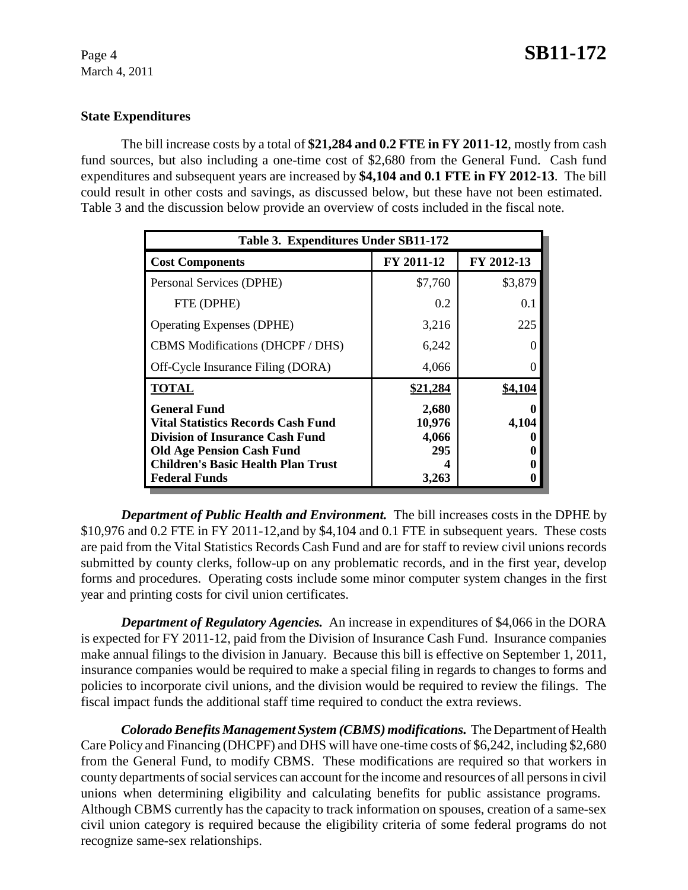### State Expenditures

The bill increase costs by a total of **$21,284 and 0.2 FTE in FY 2011-12**, mostly from cash fund sources, but also including a one-time cost of $2,680 from the General Fund. Cash fund expenditures and subsequent years are increased by **$4,104 and 0.1 FTE in FY 2012-13**. The bill could result in other costs and savings, as discussed below, but these have not been estimated. Table 3 and the discussion below provide an overview of costs included in the fiscal note.

| Table 3. Expenditures Under SB11-172 | | |
|---|---|---|
| **Cost Components** | **FY 2011-12** | **FY 2012-13** |
| Personal Services (DPHE) | $7,760 | $3,879 |
| FTE (DPHE) | 0.2 | 0.1 |
| Operating Expenses (DPHE) | 3,216 | 225 |
| CBMS Modifications (DHCPF / DHS) | 6,242 | 0 |
| Off-Cycle Insurance Filing (DORA) | 4,066 | 0 |
| **TOTAL** | **$21,284** | **$4,104** |
| **General Fund** | **2,680** | **0** |
| **Vital Statistics Records Cash Fund** | **10,976** | **4,104** |
| **Division of Insurance Cash Fund** | **4,066** | **0** |
| **Old Age Pension Cash Fund** | **295** | **0** |
| **Children's Basic Health Plan Trust** | **4** | **0** |
| **Federal Funds** | **3,263** | **0** |

***Department of Public Health and Environment.*** The bill increases costs in the DPHE by $10,976 and 0.2 FTE in FY 2011-12,and by $4,104 and 0.1 FTE in subsequent years. These costs are paid from the Vital Statistics Records Cash Fund and are for staff to review civil unions records submitted by county clerks, follow-up on any problematic records, and in the first year, develop forms and procedures. Operating costs include some minor computer system changes in the first year and printing costs for civil union certificates.

***Department of Regulatory Agencies.*** An increase in expenditures of $4,066 in the DORA is expected for FY 2011-12, paid from the Division of Insurance Cash Fund. Insurance companies make annual filings to the division in January. Because this bill is effective on September 1, 2011, insurance companies would be required to make a special filing in regards to changes to forms and policies to incorporate civil unions, and the division would be required to review the filings. The fiscal impact funds the additional staff time required to conduct the extra reviews.

***Colorado Benefits Management System (CBMS) modifications.*** The Department of Health Care Policy and Financing (DHCPF) and DHS will have one-time costs of $6,242, including $2,680 from the General Fund, to modify CBMS. These modifications are required so that workers in county departments of social services can account for the income and resources of all persons in civil unions when determining eligibility and calculating benefits for public assistance programs. Although CBMS currently has the capacity to track information on spouses, creation of a same-sex civil union category is required because the eligibility criteria of some federal programs do not recognize same-sex relationships.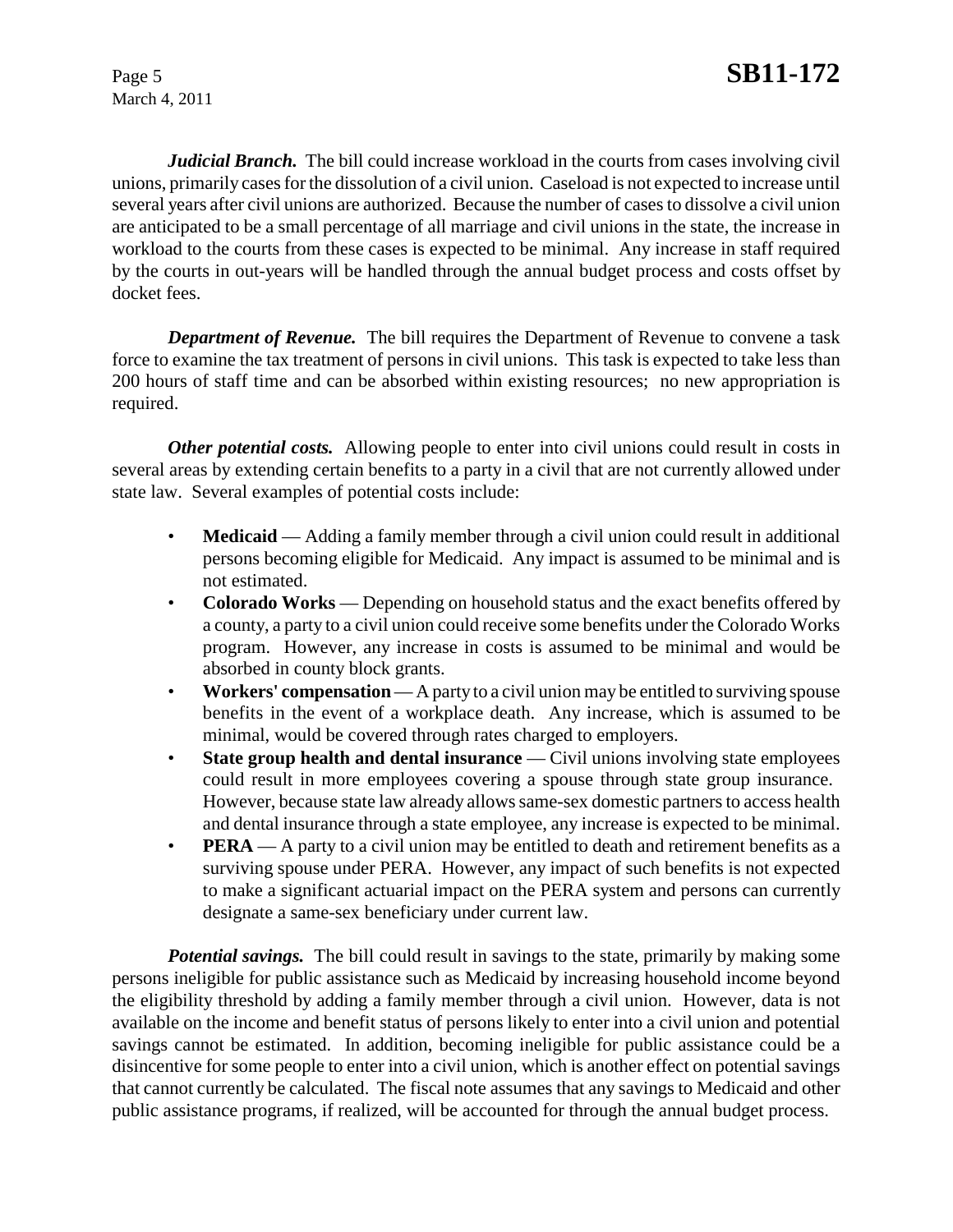*Judicial Branch.* The bill could increase workload in the courts from cases involving civil unions, primarily cases for the dissolution of a civil union. Caseload is not expected to increase until several years after civil unions are authorized. Because the number of cases to dissolve a civil union are anticipated to be a small percentage of all marriage and civil unions in the state, the increase in workload to the courts from these cases is expected to be minimal. Any increase in staff required by the courts in out-years will be handled through the annual budget process and costs offset by docket fees.

*Department of Revenue.* The bill requires the Department of Revenue to convene a task force to examine the tax treatment of persons in civil unions. This task is expected to take less than 200 hours of staff time and can be absorbed within existing resources; no new appropriation is required.

*Other potential costs.* Allowing people to enter into civil unions could result in costs in several areas by extending certain benefits to a party in a civil that are not currently allowed under state law. Several examples of potential costs include:

- **Medicaid** — Adding a family member through a civil union could result in additional persons becoming eligible for Medicaid. Any impact is assumed to be minimal and is not estimated.
- **Colorado Works** — Depending on household status and the exact benefits offered by a county, a party to a civil union could receive some benefits under the Colorado Works program. However, any increase in costs is assumed to be minimal and would be absorbed in county block grants.
- **Workers' compensation** — A party to a civil union may be entitled to surviving spouse benefits in the event of a workplace death. Any increase, which is assumed to be minimal, would be covered through rates charged to employers.
- **State group health and dental insurance** — Civil unions involving state employees could result in more employees covering a spouse through state group insurance. However, because state law already allows same-sex domestic partners to access health and dental insurance through a state employee, any increase is expected to be minimal.
- **PERA** — A party to a civil union may be entitled to death and retirement benefits as a surviving spouse under PERA. However, any impact of such benefits is not expected to make a significant actuarial impact on the PERA system and persons can currently designate a same-sex beneficiary under current law.

*Potential savings.* The bill could result in savings to the state, primarily by making some persons ineligible for public assistance such as Medicaid by increasing household income beyond the eligibility threshold by adding a family member through a civil union. However, data is not available on the income and benefit status of persons likely to enter into a civil union and potential savings cannot be estimated. In addition, becoming ineligible for public assistance could be a disincentive for some people to enter into a civil union, which is another effect on potential savings that cannot currently be calculated. The fiscal note assumes that any savings to Medicaid and other public assistance programs, if realized, will be accounted for through the annual budget process.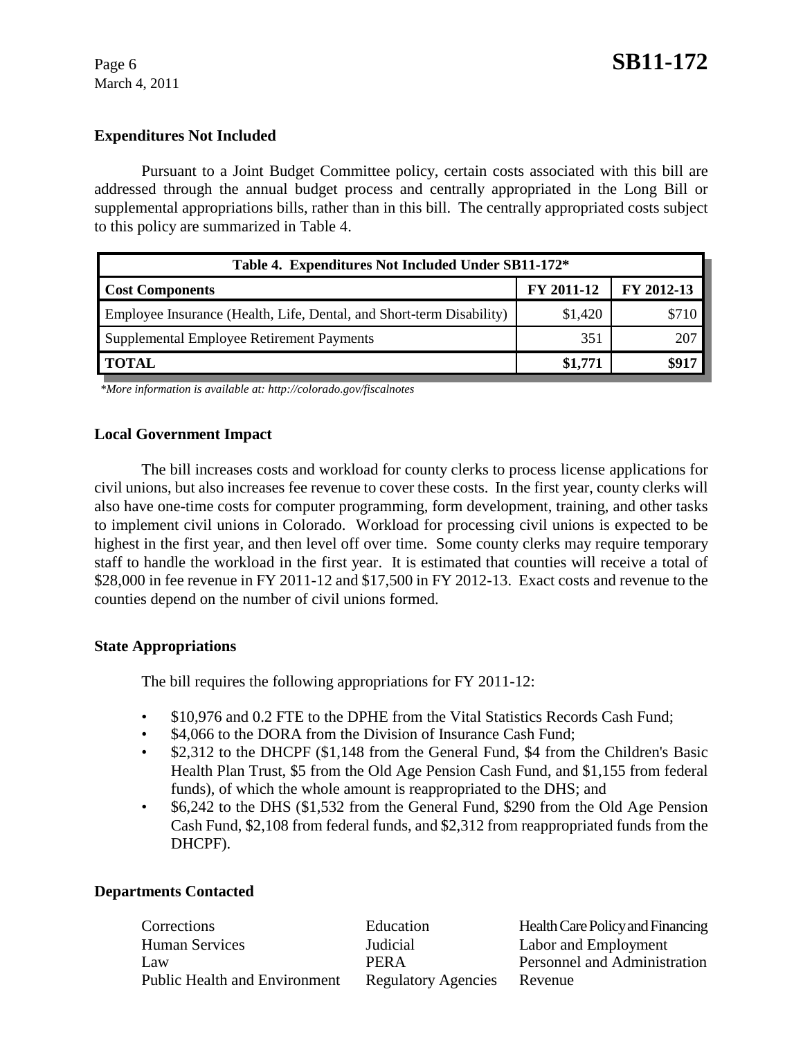## Expenditures Not Included

Pursuant to a Joint Budget Committee policy, certain costs associated with this bill are addressed through the annual budget process and centrally appropriated in the Long Bill or supplemental appropriations bills, rather than in this bill. The centrally appropriated costs subject to this policy are summarized in Table 4.

| Table 4. Expenditures Not Included Under SB11-172* | | |
|---|---|---|
| **Cost Components** | **FY 2011-12** | **FY 2012-13** |
| Employee Insurance (Health, Life, Dental, and Short-term Disability) | $1,420 | $710 |
| Supplemental Employee Retirement Payments | 351 | 207 |
| **TOTAL** | **$1,771** | **$917** |

*\*More information is available at: http://colorado.gov/fiscalnotes*

## Local Government Impact

The bill increases costs and workload for county clerks to process license applications for civil unions, but also increases fee revenue to cover these costs. In the first year, county clerks will also have one-time costs for computer programming, form development, training, and other tasks to implement civil unions in Colorado. Workload for processing civil unions is expected to be highest in the first year, and then level off over time. Some county clerks may require temporary staff to handle the workload in the first year. It is estimated that counties will receive a total of $28,000 in fee revenue in FY 2011-12 and $17,500 in FY 2012-13. Exact costs and revenue to the counties depend on the number of civil unions formed.

## State Appropriations

The bill requires the following appropriations for FY 2011-12:

- $10,976 and 0.2 FTE to the DPHE from the Vital Statistics Records Cash Fund;
- $4,066 to the DORA from the Division of Insurance Cash Fund;
- $2,312 to the DHCPF ($1,148 from the General Fund, $4 from the Children's Basic Health Plan Trust, $5 from the Old Age Pension Cash Fund, and $1,155 from federal funds), of which the whole amount is reappropriated to the DHS; and
- $6,242 to the DHS ($1,532 from the General Fund, $290 from the Old Age Pension Cash Fund, $2,108 from federal funds, and $2,312 from reappropriated funds from the DHCPF).

## Departments Contacted

Corrections, Education, Health Care Policy and Financing, Human Services, Judicial, Labor and Employment, Law, PERA, Personnel and Administration, Public Health and Environment, Regulatory Agencies, Revenue